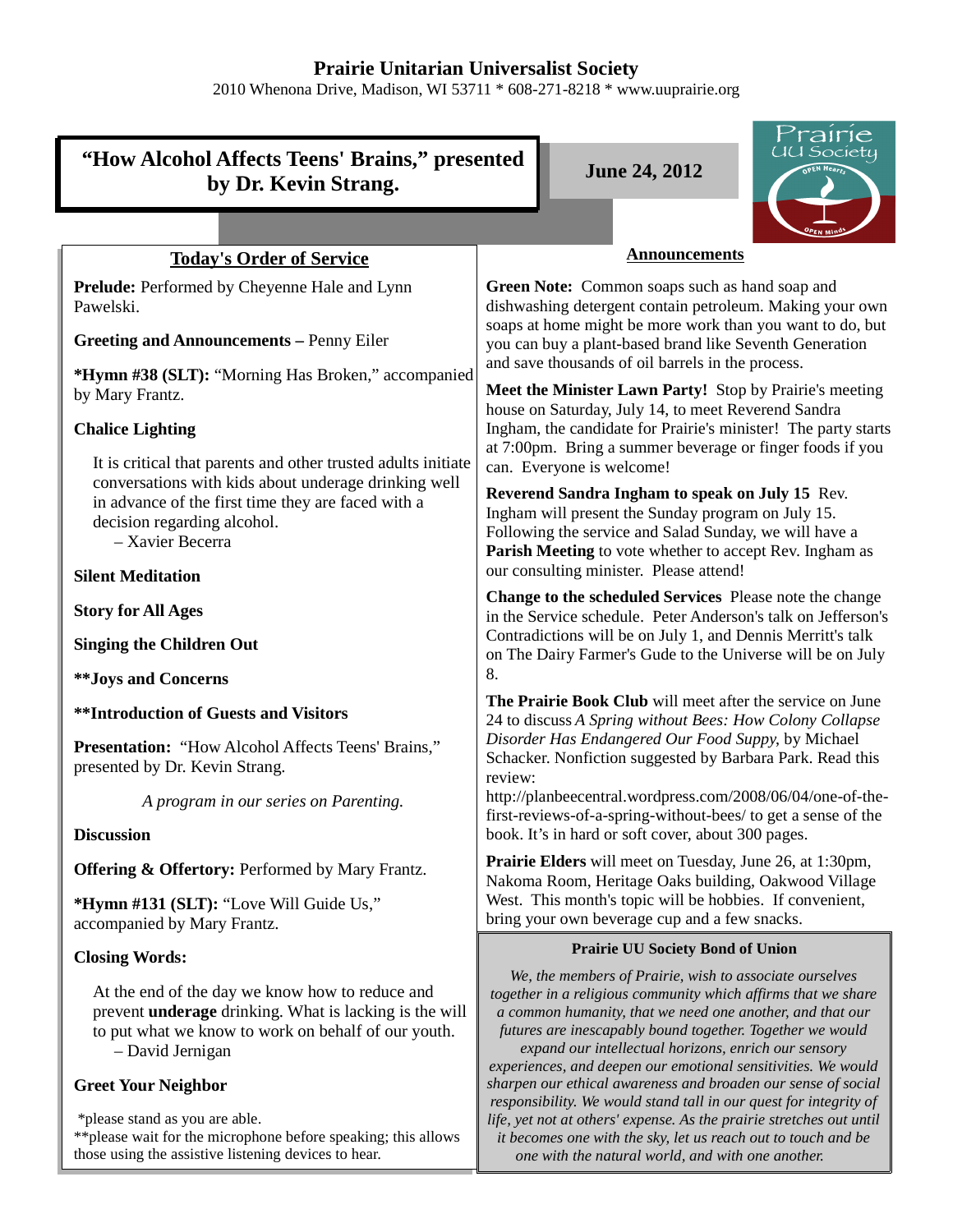# Prairie Unitarian Universalist Society

2010 Whenona Drive, Madison, WI 53711 * 608-271-8218 * www.uuprairie.org

## "How Alcohol Affects Teens' Brains," presented by Dr. Kevin Strang.

**June 24, 2012**

### Today's Order of Service

**Prelude:** Performed by Cheyenne Hale and Lynn Pawelski.

**Greeting and Announcements –** Penny Eiler

***Hymn #38 (SLT):** "Morning Has Broken," accompanied by Mary Frantz.

**Chalice Lighting**

> It is critical that parents and other trusted adults initiate conversations with kids about underage drinking well in advance of the first time they are faced with a decision regarding alcohol.
> – Xavier Becerra

**Silent Meditation**

**Story for All Ages**

**Singing the Children Out**

****Joys and Concerns**

****Introduction of Guests and Visitors**

**Presentation:** "How Alcohol Affects Teens' Brains," presented by Dr. Kevin Strang.

*A program in our series on Parenting.*

**Discussion**

**Offering & Offertory:** Performed by Mary Frantz.

***Hymn #131 (SLT):** "Love Will Guide Us," accompanied by Mary Frantz.

**Closing Words:**

> At the end of the day we know how to reduce and prevent **underage** drinking. What is lacking is the will to put what we know to work on behalf of our youth.
> – David Jernigan

**Greet Your Neighbor**

*please stand as you are able.
**please wait for the microphone before speaking; this allows those using the assistive listening devices to hear.

### Announcements

**Green Note:** Common soaps such as hand soap and dishwashing detergent contain petroleum. Making your own soaps at home might be more work than you want to do, but you can buy a plant-based brand like Seventh Generation and save thousands of oil barrels in the process.

**Meet the Minister Lawn Party!** Stop by Prairie's meeting house on Saturday, July 14, to meet Reverend Sandra Ingham, the candidate for Prairie's minister! The party starts at 7:00pm. Bring a summer beverage or finger foods if you can. Everyone is welcome!

**Reverend Sandra Ingham to speak on July 15** Rev. Ingham will present the Sunday program on July 15. Following the service and Salad Sunday, we will have a **Parish Meeting** to vote whether to accept Rev. Ingham as our consulting minister. Please attend!

**Change to the scheduled Services** Please note the change in the Service schedule. Peter Anderson's talk on Jefferson's Contradictions will be on July 1, and Dennis Merritt's talk on The Dairy Farmer's Gude to the Universe will be on July 8.

**The Prairie Book Club** will meet after the service on June 24 to discuss *A Spring without Bees: How Colony Collapse Disorder Has Endangered Our Food Suppy*, by Michael Schacker. Nonfiction suggested by Barbara Park. Read this review: http://planbeecentral.wordpress.com/2008/06/04/one-of-the-first-reviews-of-a-spring-without-bees/ to get a sense of the book. It's in hard or soft cover, about 300 pages.

**Prairie Elders** will meet on Tuesday, June 26, at 1:30pm, Nakoma Room, Heritage Oaks building, Oakwood Village West. This month's topic will be hobbies. If convenient, bring your own beverage cup and a few snacks.

### Prairie UU Society Bond of Union

*We, the members of Prairie, wish to associate ourselves together in a religious community which affirms that we share a common humanity, that we need one another, and that our futures are inescapably bound together. Together we would expand our intellectual horizons, enrich our sensory experiences, and deepen our emotional sensitivities. We would sharpen our ethical awareness and broaden our sense of social responsibility. We would stand tall in our quest for integrity of life, yet not at others' expense. As the prairie stretches out until it becomes one with the sky, let us reach out to touch and be one with the natural world, and with one another.*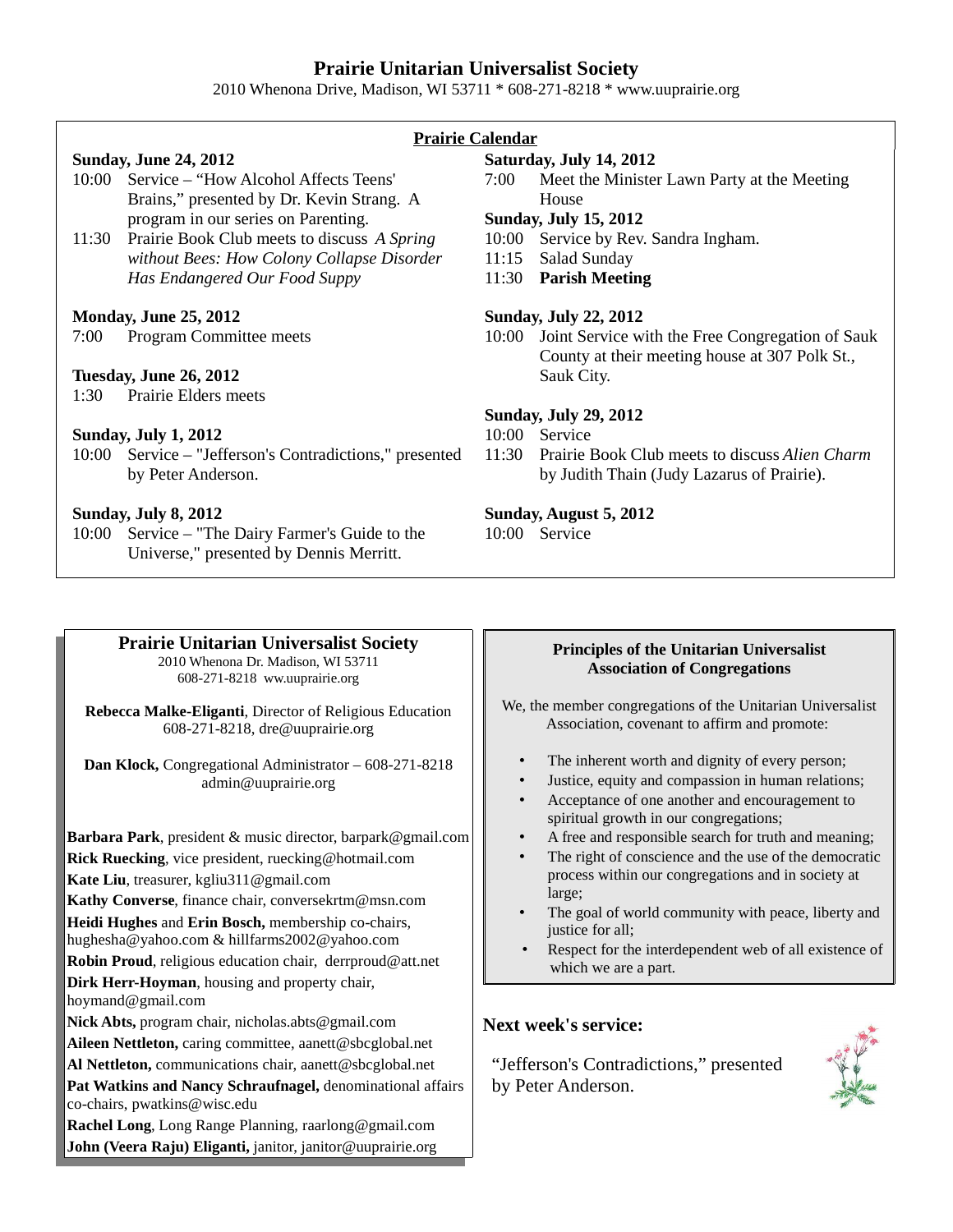# Prairie Unitarian Universalist Society

2010 Whenona Drive, Madison, WI 53711 * 608-271-8218 * www.uuprairie.org

## Prairie Calendar

**Sunday, June 24, 2012**

10:00 Service – "How Alcohol Affects Teens' Brains," presented by Dr. Kevin Strang. A program in our series on Parenting.

11:30 Prairie Book Club meets to discuss *A Spring without Bees: How Colony Collapse Disorder Has Endangered Our Food Suppy*

**Monday, June 25, 2012**

7:00 Program Committee meets

**Tuesday, June 26, 2012**

1:30 Prairie Elders meets

**Sunday, July 1, 2012**

10:00 Service – "Jefferson's Contradictions," presented by Peter Anderson.

**Sunday, July 8, 2012**

10:00 Service – "The Dairy Farmer's Guide to the Universe," presented by Dennis Merritt.

**Saturday, July 14, 2012**

7:00 Meet the Minister Lawn Party at the Meeting House

**Sunday, July 15, 2012**

10:00 Service by Rev. Sandra Ingham.

11:15 Salad Sunday

11:30 **Parish Meeting**

**Sunday, July 22, 2012**

10:00 Joint Service with the Free Congregation of Sauk County at their meeting house at 307 Polk St., Sauk City.

**Sunday, July 29, 2012**

10:00 Service

11:30 Prairie Book Club meets to discuss *Alien Charm* by Judith Thain (Judy Lazarus of Prairie).

**Sunday, August 5, 2012**

10:00 Service

---

## Prairie Unitarian Universalist Society

2010 Whenona Dr. Madison, WI 53711
608-271-8218 ww.uuprairie.org

**Rebecca Malke-Eliganti**, Director of Religious Education 608-271-8218, dre@uuprairie.org

**Dan Klock,** Congregational Administrator – 608-271-8218 admin@uuprairie.org

**Barbara Park**, president & music director, barpark@gmail.com
**Rick Ruecking**, vice president, ruecking@hotmail.com
**Kate Liu**, treasurer, kgliu311@gmail.com
**Kathy Converse**, finance chair, conversekrtm@msn.com
**Heidi Hughes** and **Erin Bosch,** membership co-chairs, hughesha@yahoo.com & hillfarms2002@yahoo.com
**Robin Proud**, religious education chair, derrproud@att.net
**Dirk Herr-Hoyman**, housing and property chair, hoymand@gmail.com
**Nick Abts,** program chair, nicholas.abts@gmail.com
**Aileen Nettleton,** caring committee, aanett@sbcglobal.net
**Al Nettleton,** communications chair, aanett@sbcglobal.net
**Pat Watkins and Nancy Schraufnagel,** denominational affairs co-chairs, pwatkins@wisc.edu
**Rachel Long**, Long Range Planning, raarlong@gmail.com
**John (Veera Raju) Eliganti,** janitor, janitor@uuprairie.org

---

### Principles of the Unitarian Universalist Association of Congregations

We, the member congregations of the Unitarian Universalist Association, covenant to affirm and promote:

- The inherent worth and dignity of every person;
- Justice, equity and compassion in human relations;
- Acceptance of one another and encouragement to spiritual growth in our congregations;
- A free and responsible search for truth and meaning;
- The right of conscience and the use of the democratic process within our congregations and in society at large;
- The goal of world community with peace, liberty and justice for all;
- Respect for the interdependent web of all existence of which we are a part.

### Next week's service:

"Jefferson's Contradictions," presented by Peter Anderson.